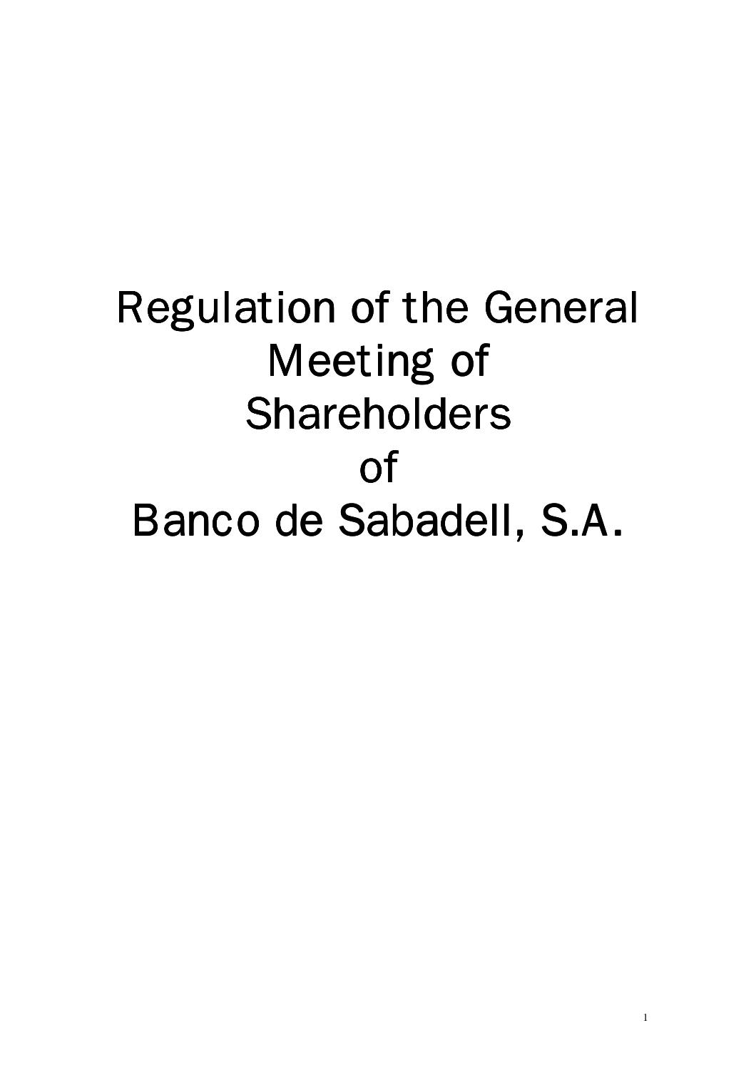# Regulation of the General Meeting of Shareholders of Banco de Sabadell, S.A.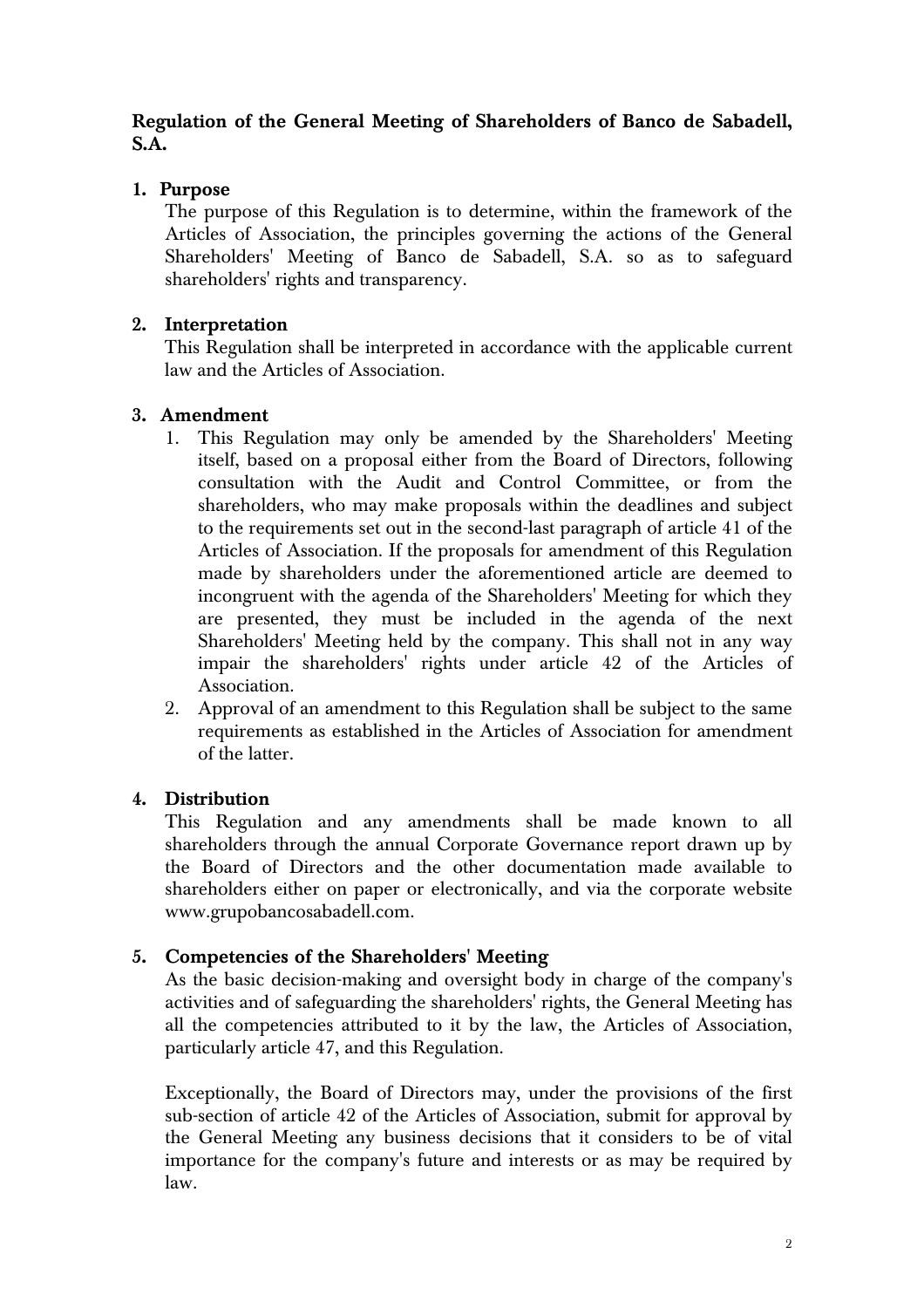**Regulation of the General Meeting of Shareholders of Banco de Sabadell, S.A.**

**1. Purpose**

The purpose of this Regulation is to determine, within the framework of the Articles of Association, the principles governing the actions of the General Shareholders' Meeting of Banco de Sabadell, S.A. so as to safeguard shareholders' rights and transparency.

**2. Interpretation**

This Regulation shall be interpreted in accordance with the applicable current law and the Articles of Association.

**3. Amendment**

1. This Regulation may only be amended by the Shareholders' Meeting itself, based on a proposal either from the Board of Directors, following consultation with the Audit and Control Committee, or from the shareholders, who may make proposals within the deadlines and subject to the requirements set out in the second-last paragraph of article 41 of the Articles of Association. If the proposals for amendment of this Regulation made by shareholders under the aforementioned article are deemed to incongruent with the agenda of the Shareholders' Meeting for which they are presented, they must be included in the agenda of the next Shareholders' Meeting held by the company. This shall not in any way impair the shareholders' rights under article 42 of the Articles of Association.
2. Approval of an amendment to this Regulation shall be subject to the same requirements as established in the Articles of Association for amendment of the latter.

**4. Distribution**

This Regulation and any amendments shall be made known to all shareholders through the annual Corporate Governance report drawn up by the Board of Directors and the other documentation made available to shareholders either on paper or electronically, and via the corporate website www.grupobancosabadell.com.

**5. Competencies of the Shareholders' Meeting**

As the basic decision-making and oversight body in charge of the company's activities and of safeguarding the shareholders' rights, the General Meeting has all the competencies attributed to it by the law, the Articles of Association, particularly article 47, and this Regulation.

Exceptionally, the Board of Directors may, under the provisions of the first sub-section of article 42 of the Articles of Association, submit for approval by the General Meeting any business decisions that it considers to be of vital importance for the company's future and interests or as may be required by law.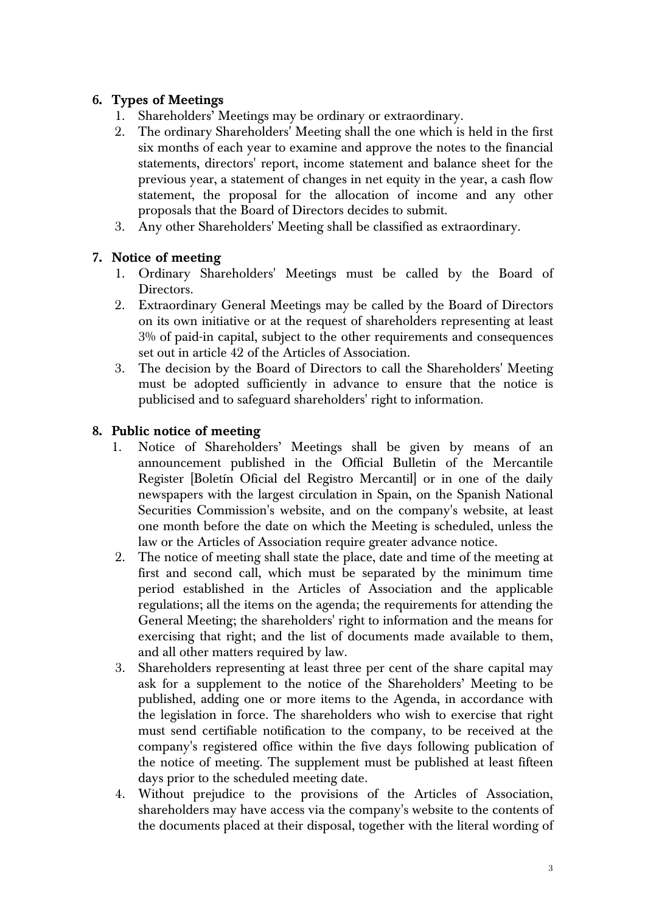## 6. Types of Meetings

1. Shareholders' Meetings may be ordinary or extraordinary.
2. The ordinary Shareholders' Meeting shall the one which is held in the first six months of each year to examine and approve the notes to the financial statements, directors' report, income statement and balance sheet for the previous year, a statement of changes in net equity in the year, a cash flow statement, the proposal for the allocation of income and any other proposals that the Board of Directors decides to submit.
3. Any other Shareholders' Meeting shall be classified as extraordinary.

## 7. Notice of meeting

1. Ordinary Shareholders' Meetings must be called by the Board of Directors.
2. Extraordinary General Meetings may be called by the Board of Directors on its own initiative or at the request of shareholders representing at least 3% of paid-in capital, subject to the other requirements and consequences set out in article 42 of the Articles of Association.
3. The decision by the Board of Directors to call the Shareholders' Meeting must be adopted sufficiently in advance to ensure that the notice is publicised and to safeguard shareholders' right to information.

## 8. Public notice of meeting

1. Notice of Shareholders' Meetings shall be given by means of an announcement published in the Official Bulletin of the Mercantile Register [Boletín Oficial del Registro Mercantil] or in one of the daily newspapers with the largest circulation in Spain, on the Spanish National Securities Commission's website, and on the company's website, at least one month before the date on which the Meeting is scheduled, unless the law or the Articles of Association require greater advance notice.
2. The notice of meeting shall state the place, date and time of the meeting at first and second call, which must be separated by the minimum time period established in the Articles of Association and the applicable regulations; all the items on the agenda; the requirements for attending the General Meeting; the shareholders' right to information and the means for exercising that right; and the list of documents made available to them, and all other matters required by law.
3. Shareholders representing at least three per cent of the share capital may ask for a supplement to the notice of the Shareholders' Meeting to be published, adding one or more items to the Agenda, in accordance with the legislation in force. The shareholders who wish to exercise that right must send certifiable notification to the company, to be received at the company's registered office within the five days following publication of the notice of meeting. The supplement must be published at least fifteen days prior to the scheduled meeting date.
4. Without prejudice to the provisions of the Articles of Association, shareholders may have access via the company's website to the contents of the documents placed at their disposal, together with the literal wording of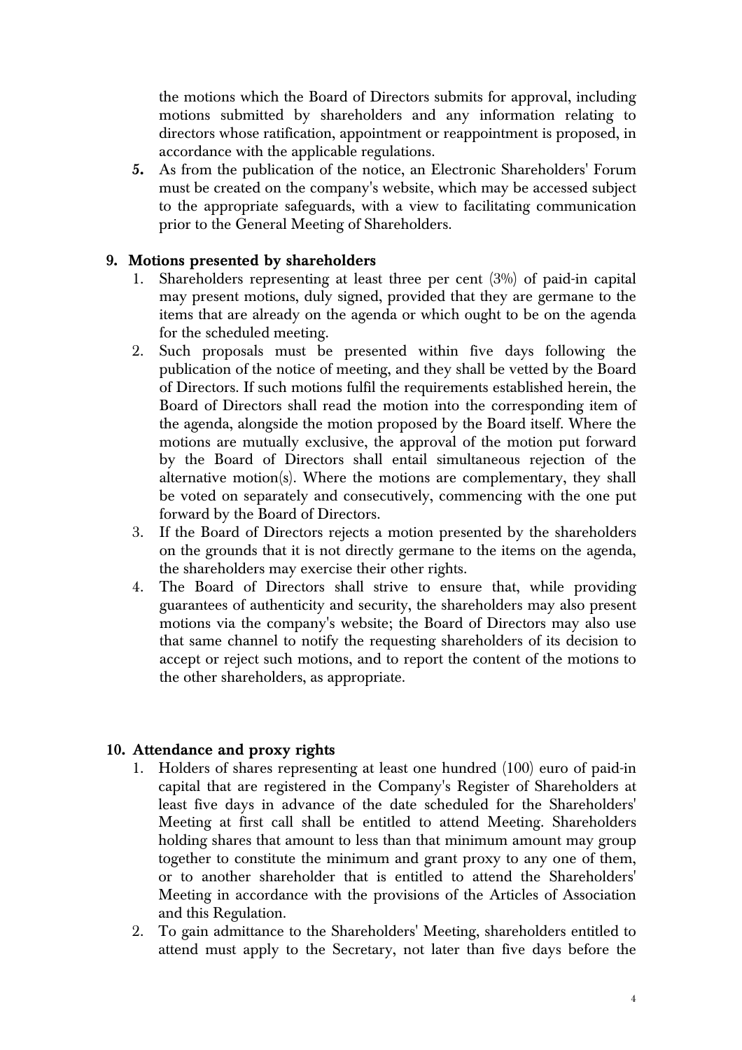the motions which the Board of Directors submits for approval, including motions submitted by shareholders and any information relating to directors whose ratification, appointment or reappointment is proposed, in accordance with the applicable regulations.

5. As from the publication of the notice, an Electronic Shareholders' Forum must be created on the company's website, which may be accessed subject to the appropriate safeguards, with a view to facilitating communication prior to the General Meeting of Shareholders.

## 9. Motions presented by shareholders

1. Shareholders representing at least three per cent (3%) of paid-in capital may present motions, duly signed, provided that they are germane to the items that are already on the agenda or which ought to be on the agenda for the scheduled meeting.
2. Such proposals must be presented within five days following the publication of the notice of meeting, and they shall be vetted by the Board of Directors. If such motions fulfil the requirements established herein, the Board of Directors shall read the motion into the corresponding item of the agenda, alongside the motion proposed by the Board itself. Where the motions are mutually exclusive, the approval of the motion put forward by the Board of Directors shall entail simultaneous rejection of the alternative motion(s). Where the motions are complementary, they shall be voted on separately and consecutively, commencing with the one put forward by the Board of Directors.
3. If the Board of Directors rejects a motion presented by the shareholders on the grounds that it is not directly germane to the items on the agenda, the shareholders may exercise their other rights.
4. The Board of Directors shall strive to ensure that, while providing guarantees of authenticity and security, the shareholders may also present motions via the company's website; the Board of Directors may also use that same channel to notify the requesting shareholders of its decision to accept or reject such motions, and to report the content of the motions to the other shareholders, as appropriate.

## 10. Attendance and proxy rights

1. Holders of shares representing at least one hundred (100) euro of paid-in capital that are registered in the Company's Register of Shareholders at least five days in advance of the date scheduled for the Shareholders' Meeting at first call shall be entitled to attend Meeting. Shareholders holding shares that amount to less than that minimum amount may group together to constitute the minimum and grant proxy to any one of them, or to another shareholder that is entitled to attend the Shareholders' Meeting in accordance with the provisions of the Articles of Association and this Regulation.
2. To gain admittance to the Shareholders' Meeting, shareholders entitled to attend must apply to the Secretary, not later than five days before the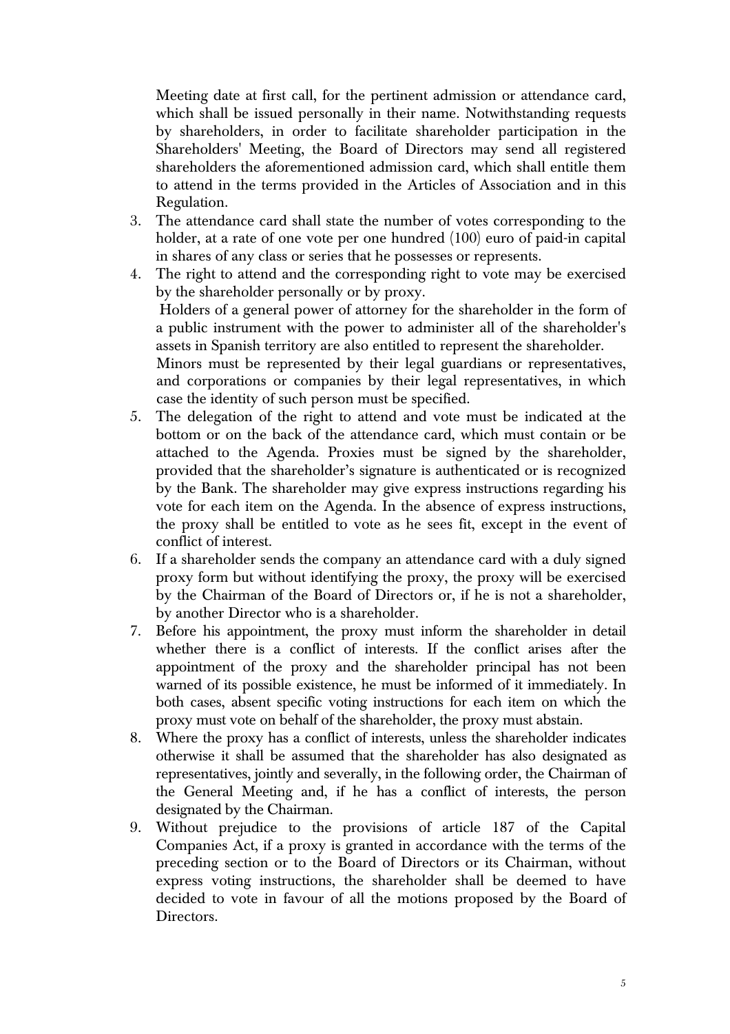Meeting date at first call, for the pertinent admission or attendance card, which shall be issued personally in their name. Notwithstanding requests by shareholders, in order to facilitate shareholder participation in the Shareholders' Meeting, the Board of Directors may send all registered shareholders the aforementioned admission card, which shall entitle them to attend in the terms provided in the Articles of Association and in this Regulation.

3. The attendance card shall state the number of votes corresponding to the holder, at a rate of one vote per one hundred (100) euro of paid-in capital in shares of any class or series that he possesses or represents.
4. The right to attend and the corresponding right to vote may be exercised by the shareholder personally or by proxy.
   Holders of a general power of attorney for the shareholder in the form of a public instrument with the power to administer all of the shareholder's assets in Spanish territory are also entitled to represent the shareholder.
   Minors must be represented by their legal guardians or representatives, and corporations or companies by their legal representatives, in which case the identity of such person must be specified.
5. The delegation of the right to attend and vote must be indicated at the bottom or on the back of the attendance card, which must contain or be attached to the Agenda. Proxies must be signed by the shareholder, provided that the shareholder's signature is authenticated or is recognized by the Bank. The shareholder may give express instructions regarding his vote for each item on the Agenda. In the absence of express instructions, the proxy shall be entitled to vote as he sees fit, except in the event of conflict of interest.
6. If a shareholder sends the company an attendance card with a duly signed proxy form but without identifying the proxy, the proxy will be exercised by the Chairman of the Board of Directors or, if he is not a shareholder, by another Director who is a shareholder.
7. Before his appointment, the proxy must inform the shareholder in detail whether there is a conflict of interests. If the conflict arises after the appointment of the proxy and the shareholder principal has not been warned of its possible existence, he must be informed of it immediately. In both cases, absent specific voting instructions for each item on which the proxy must vote on behalf of the shareholder, the proxy must abstain.
8. Where the proxy has a conflict of interests, unless the shareholder indicates otherwise it shall be assumed that the shareholder has also designated as representatives, jointly and severally, in the following order, the Chairman of the General Meeting and, if he has a conflict of interests, the person designated by the Chairman.
9. Without prejudice to the provisions of article 187 of the Capital Companies Act, if a proxy is granted in accordance with the terms of the preceding section or to the Board of Directors or its Chairman, without express voting instructions, the shareholder shall be deemed to have decided to vote in favour of all the motions proposed by the Board of Directors.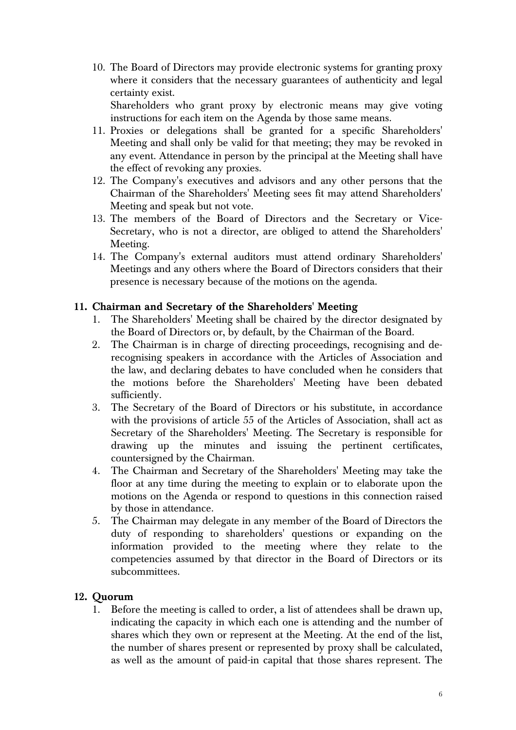10. The Board of Directors may provide electronic systems for granting proxy where it considers that the necessary guarantees of authenticity and legal certainty exist.
    Shareholders who grant proxy by electronic means may give voting instructions for each item on the Agenda by those same means.
11. Proxies or delegations shall be granted for a specific Shareholders' Meeting and shall only be valid for that meeting; they may be revoked in any event. Attendance in person by the principal at the Meeting shall have the effect of revoking any proxies.
12. The Company's executives and advisors and any other persons that the Chairman of the Shareholders' Meeting sees fit may attend Shareholders' Meeting and speak but not vote.
13. The members of the Board of Directors and the Secretary or Vice-Secretary, who is not a director, are obliged to attend the Shareholders' Meeting.
14. The Company's external auditors must attend ordinary Shareholders' Meetings and any others where the Board of Directors considers that their presence is necessary because of the motions on the agenda.

## 11. Chairman and Secretary of the Shareholders' Meeting

1. The Shareholders' Meeting shall be chaired by the director designated by the Board of Directors or, by default, by the Chairman of the Board.
2. The Chairman is in charge of directing proceedings, recognising and de-recognising speakers in accordance with the Articles of Association and the law, and declaring debates to have concluded when he considers that the motions before the Shareholders' Meeting have been debated sufficiently.
3. The Secretary of the Board of Directors or his substitute, in accordance with the provisions of article 55 of the Articles of Association, shall act as Secretary of the Shareholders' Meeting. The Secretary is responsible for drawing up the minutes and issuing the pertinent certificates, countersigned by the Chairman.
4. The Chairman and Secretary of the Shareholders' Meeting may take the floor at any time during the meeting to explain or to elaborate upon the motions on the Agenda or respond to questions in this connection raised by those in attendance.
5. The Chairman may delegate in any member of the Board of Directors the duty of responding to shareholders' questions or expanding on the information provided to the meeting where they relate to the competencies assumed by that director in the Board of Directors or its subcommittees.

## 12. Quorum

1. Before the meeting is called to order, a list of attendees shall be drawn up, indicating the capacity in which each one is attending and the number of shares which they own or represent at the Meeting. At the end of the list, the number of shares present or represented by proxy shall be calculated, as well as the amount of paid-in capital that those shares represent. The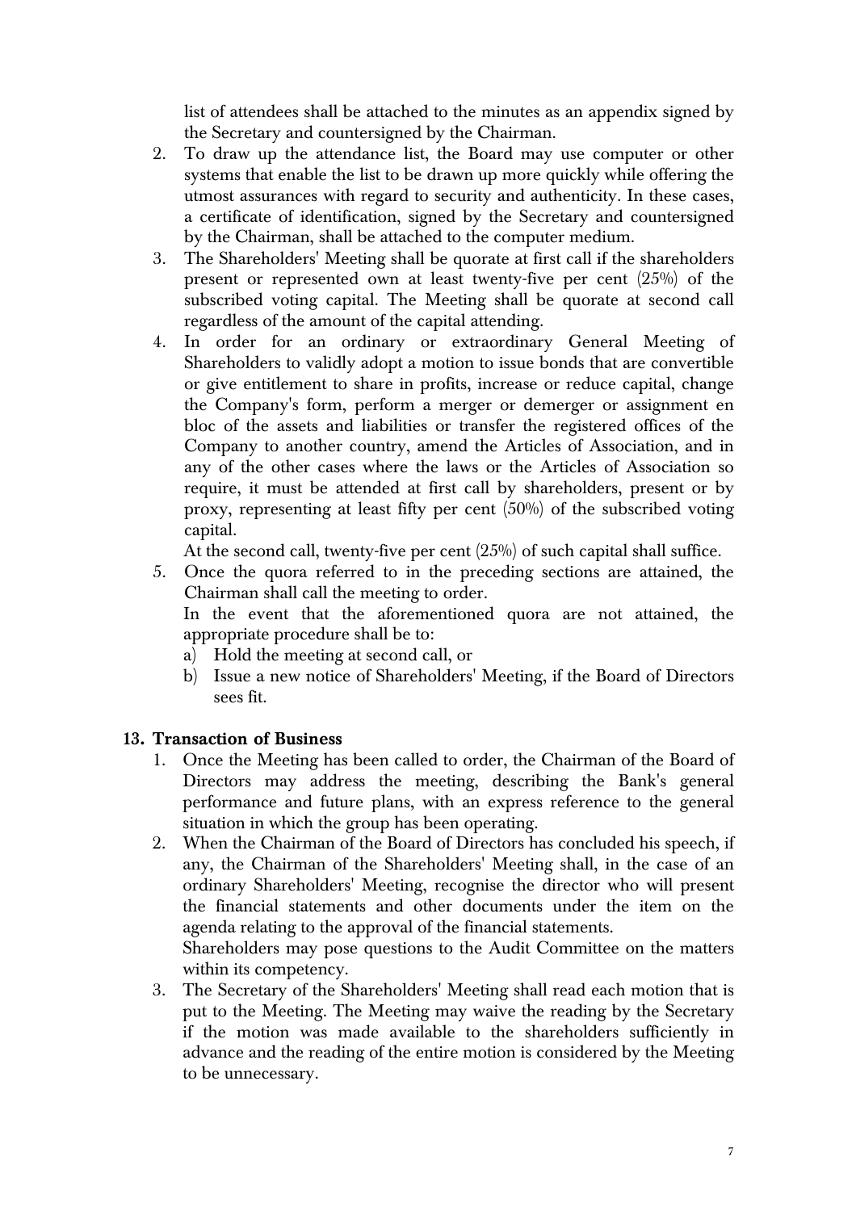list of attendees shall be attached to the minutes as an appendix signed by the Secretary and countersigned by the Chairman.

2. To draw up the attendance list, the Board may use computer or other systems that enable the list to be drawn up more quickly while offering the utmost assurances with regard to security and authenticity. In these cases, a certificate of identification, signed by the Secretary and countersigned by the Chairman, shall be attached to the computer medium.
3. The Shareholders' Meeting shall be quorate at first call if the shareholders present or represented own at least twenty-five per cent (25%) of the subscribed voting capital. The Meeting shall be quorate at second call regardless of the amount of the capital attending.
4. In order for an ordinary or extraordinary General Meeting of Shareholders to validly adopt a motion to issue bonds that are convertible or give entitlement to share in profits, increase or reduce capital, change the Company's form, perform a merger or demerger or assignment en bloc of the assets and liabilities or transfer the registered offices of the Company to another country, amend the Articles of Association, and in any of the other cases where the laws or the Articles of Association so require, it must be attended at first call by shareholders, present or by proxy, representing at least fifty per cent (50%) of the subscribed voting capital.

   At the second call, twenty-five per cent (25%) of such capital shall suffice.
5. Once the quora referred to in the preceding sections are attained, the Chairman shall call the meeting to order.

   In the event that the aforementioned quora are not attained, the appropriate procedure shall be to:
   a) Hold the meeting at second call, or
   b) Issue a new notice of Shareholders' Meeting, if the Board of Directors sees fit.

## 13. Transaction of Business

1. Once the Meeting has been called to order, the Chairman of the Board of Directors may address the meeting, describing the Bank's general performance and future plans, with an express reference to the general situation in which the group has been operating.
2. When the Chairman of the Board of Directors has concluded his speech, if any, the Chairman of the Shareholders' Meeting shall, in the case of an ordinary Shareholders' Meeting, recognise the director who will present the financial statements and other documents under the item on the agenda relating to the approval of the financial statements.

   Shareholders may pose questions to the Audit Committee on the matters within its competency.
3. The Secretary of the Shareholders' Meeting shall read each motion that is put to the Meeting. The Meeting may waive the reading by the Secretary if the motion was made available to the shareholders sufficiently in advance and the reading of the entire motion is considered by the Meeting to be unnecessary.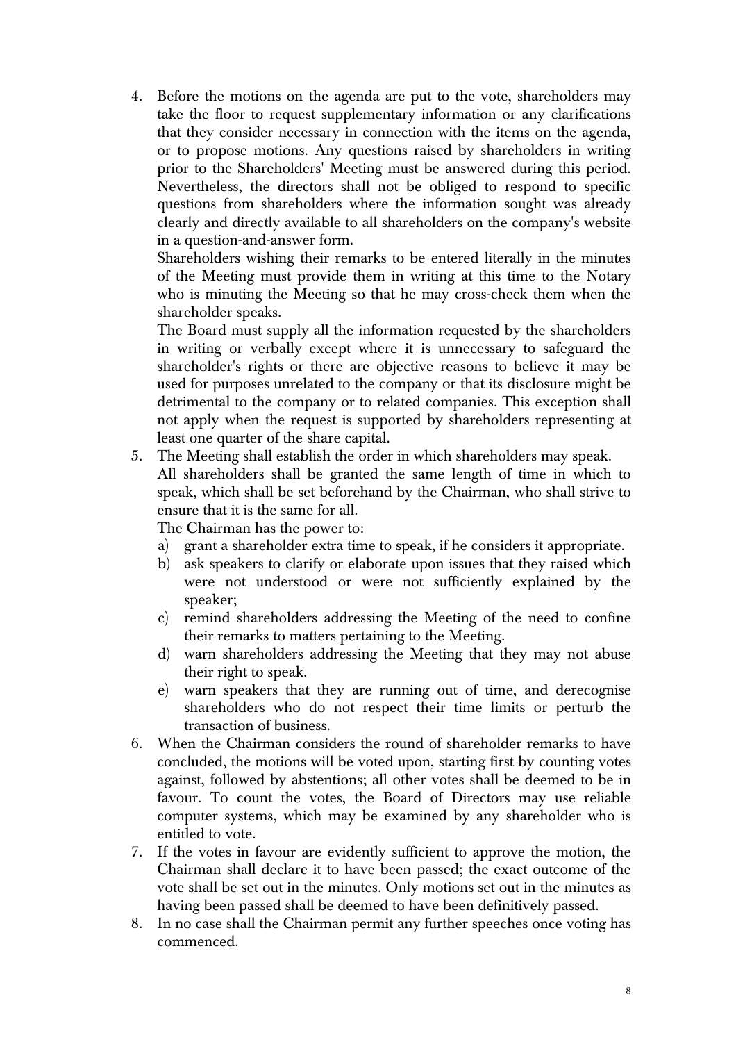4. Before the motions on the agenda are put to the vote, shareholders may take the floor to request supplementary information or any clarifications that they consider necessary in connection with the items on the agenda, or to propose motions. Any questions raised by shareholders in writing prior to the Shareholders' Meeting must be answered during this period. Nevertheless, the directors shall not be obliged to respond to specific questions from shareholders where the information sought was already clearly and directly available to all shareholders on the company's website in a question-and-answer form.

   Shareholders wishing their remarks to be entered literally in the minutes of the Meeting must provide them in writing at this time to the Notary who is minuting the Meeting so that he may cross-check them when the shareholder speaks.

   The Board must supply all the information requested by the shareholders in writing or verbally except where it is unnecessary to safeguard the shareholder's rights or there are objective reasons to believe it may be used for purposes unrelated to the company or that its disclosure might be detrimental to the company or to related companies. This exception shall not apply when the request is supported by shareholders representing at least one quarter of the share capital.

5. The Meeting shall establish the order in which shareholders may speak.

   All shareholders shall be granted the same length of time in which to speak, which shall be set beforehand by the Chairman, who shall strive to ensure that it is the same for all.

   The Chairman has the power to:

   a) grant a shareholder extra time to speak, if he considers it appropriate.
   b) ask speakers to clarify or elaborate upon issues that they raised which were not understood or were not sufficiently explained by the speaker;
   c) remind shareholders addressing the Meeting of the need to confine their remarks to matters pertaining to the Meeting.
   d) warn shareholders addressing the Meeting that they may not abuse their right to speak.
   e) warn speakers that they are running out of time, and derecognise shareholders who do not respect their time limits or perturb the transaction of business.

6. When the Chairman considers the round of shareholder remarks to have concluded, the motions will be voted upon, starting first by counting votes against, followed by abstentions; all other votes shall be deemed to be in favour. To count the votes, the Board of Directors may use reliable computer systems, which may be examined by any shareholder who is entitled to vote.

7. If the votes in favour are evidently sufficient to approve the motion, the Chairman shall declare it to have been passed; the exact outcome of the vote shall be set out in the minutes. Only motions set out in the minutes as having been passed shall be deemed to have been definitively passed.

8. In no case shall the Chairman permit any further speeches once voting has commenced.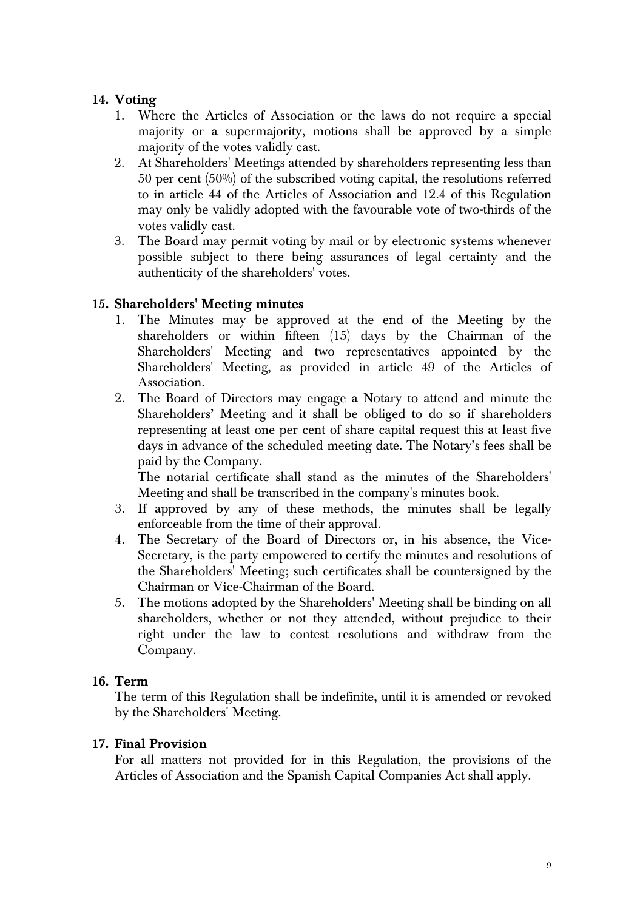## 14. Voting

1. Where the Articles of Association or the laws do not require a special majority or a supermajority, motions shall be approved by a simple majority of the votes validly cast.
2. At Shareholders' Meetings attended by shareholders representing less than 50 per cent (50%) of the subscribed voting capital, the resolutions referred to in article 44 of the Articles of Association and 12.4 of this Regulation may only be validly adopted with the favourable vote of two-thirds of the votes validly cast.
3. The Board may permit voting by mail or by electronic systems whenever possible subject to there being assurances of legal certainty and the authenticity of the shareholders' votes.

## 15. Shareholders' Meeting minutes

1. The Minutes may be approved at the end of the Meeting by the shareholders or within fifteen (15) days by the Chairman of the Shareholders' Meeting and two representatives appointed by the Shareholders' Meeting, as provided in article 49 of the Articles of Association.
2. The Board of Directors may engage a Notary to attend and minute the Shareholders' Meeting and it shall be obliged to do so if shareholders representing at least one per cent of share capital request this at least five days in advance of the scheduled meeting date. The Notary's fees shall be paid by the Company.

   The notarial certificate shall stand as the minutes of the Shareholders' Meeting and shall be transcribed in the company's minutes book.
3. If approved by any of these methods, the minutes shall be legally enforceable from the time of their approval.
4. The Secretary of the Board of Directors or, in his absence, the Vice-Secretary, is the party empowered to certify the minutes and resolutions of the Shareholders' Meeting; such certificates shall be countersigned by the Chairman or Vice-Chairman of the Board.
5. The motions adopted by the Shareholders' Meeting shall be binding on all shareholders, whether or not they attended, without prejudice to their right under the law to contest resolutions and withdraw from the Company.

## 16. Term

The term of this Regulation shall be indefinite, until it is amended or revoked by the Shareholders' Meeting.

## 17. Final Provision

For all matters not provided for in this Regulation, the provisions of the Articles of Association and the Spanish Capital Companies Act shall apply.